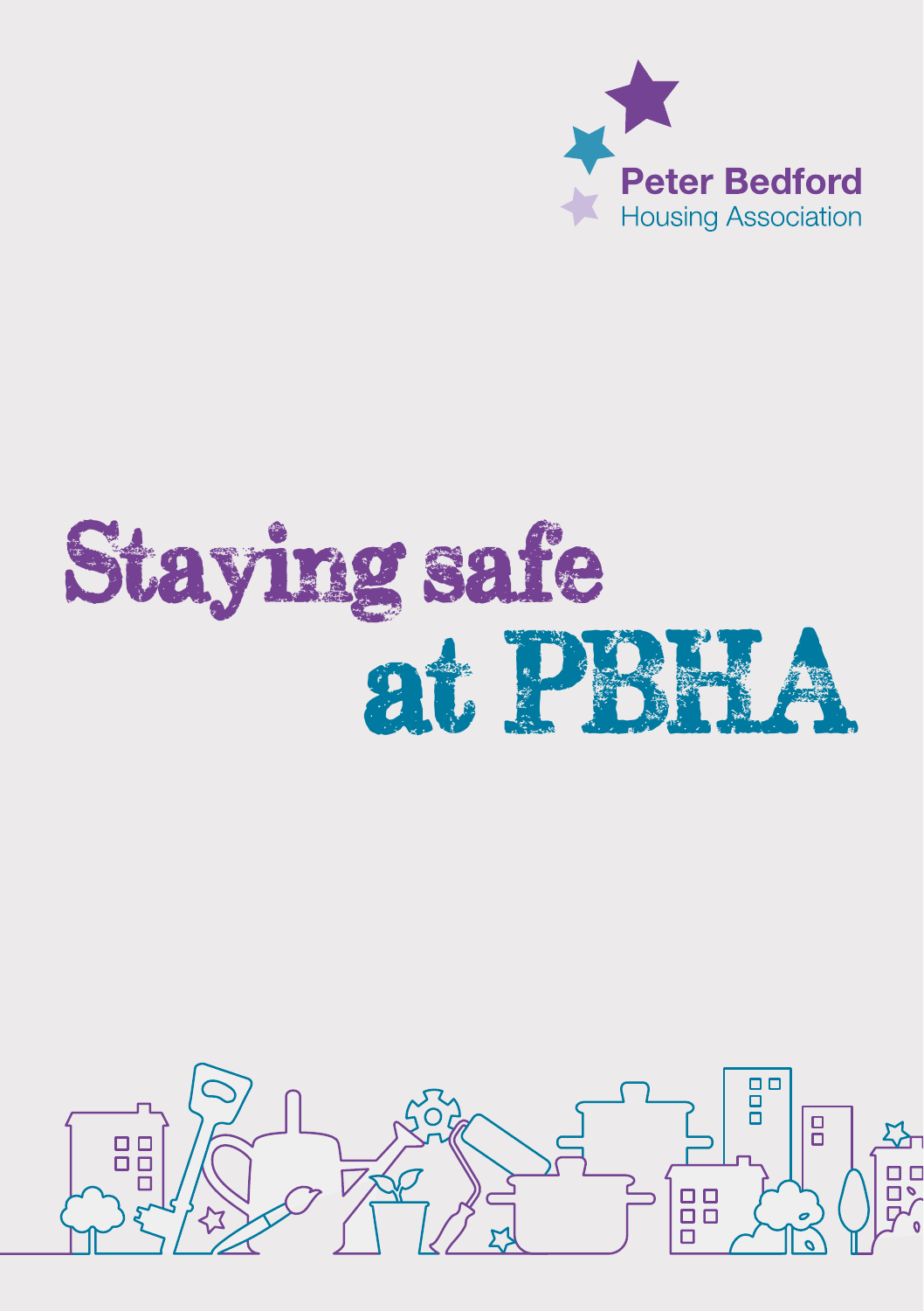Peter Bedford
Housing Association

# Staying safe at PBHA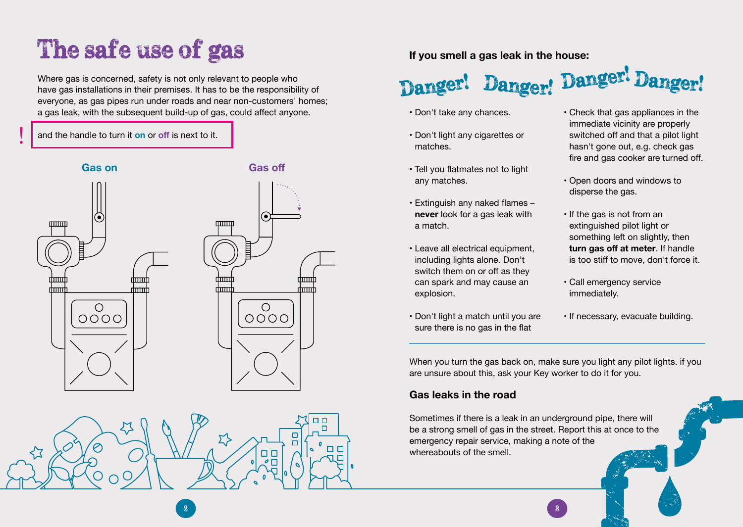# The safe use of gas

Where gas is concerned, safety is not only relevant to people who have gas installations in their premises. It has to be the responsibility of everyone, as gas pipes run under roads and near non-customers' homes; a gas leak, with the subsequent build-up of gas, could affect anyone.

! and the handle to turn it **on** or **off** is next to it.

Gas on

Gas off

**If you smell a gas leak in the house:**

Danger! Danger! Danger! Danger!

- Don't take any chances.
- Don't light any cigarettes or matches.
- Tell you flatmates not to light any matches.
- Extinguish any naked flames – **never** look for a gas leak with a match.
- Leave all electrical equipment, including lights alone. Don't switch them on or off as they can spark and may cause an explosion.
- Don't light a match until you are sure there is no gas in the flat
- Check that gas appliances in the immediate vicinity are properly switched off and that a pilot light hasn't gone out, e.g. check gas fire and gas cooker are turned off.
- Open doors and windows to disperse the gas.
- If the gas is not from an extinguished pilot light or something left on slightly, then **turn gas off at meter**. If handle is too stiff to move, don't force it.
- Call emergency service immediately.
- If necessary, evacuate building.

When you turn the gas back on, make sure you light any pilot lights. if you are unsure about this, ask your Key worker to do it for you.

## Gas leaks in the road

Sometimes if there is a leak in an underground pipe, there will be a strong smell of gas in the street. Report this at once to the emergency repair service, making a note of the whereabouts of the smell.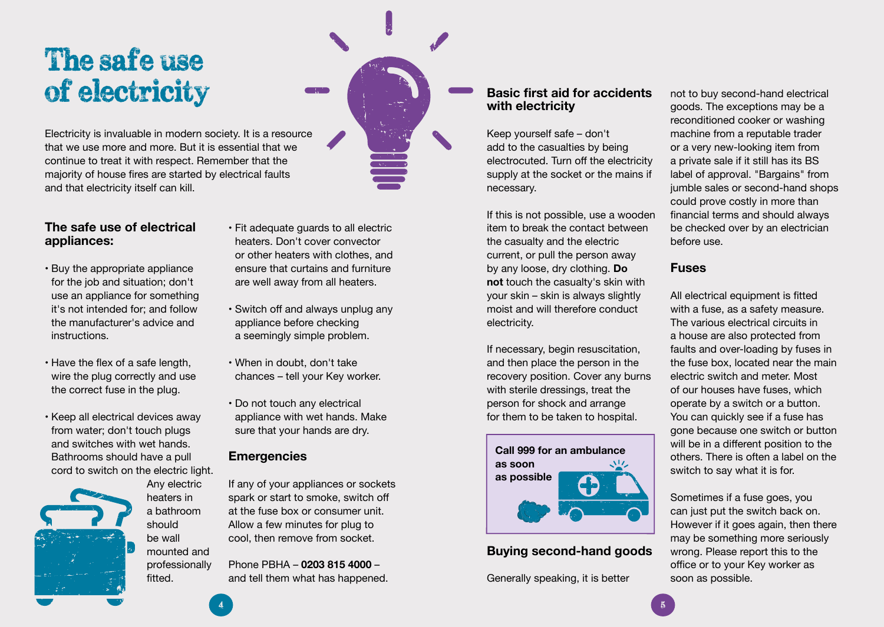# The safe use of electricity

Electricity is invaluable in modern society. It is a resource that we use more and more. But it is essential that we continue to treat it with respect. Remember that the majority of house fires are started by electrical faults and that electricity itself can kill.

## The safe use of electrical appliances:

- Buy the appropriate appliance for the job and situation; don't use an appliance for something it's not intended for; and follow the manufacturer's advice and instructions.
- Have the flex of a safe length, wire the plug correctly and use the correct fuse in the plug.
- Keep all electrical devices away from water; don't touch plugs and switches with wet hands. Bathrooms should have a pull cord to switch on the electric light. Any electric heaters in a bathroom should be wall mounted and professionally fitted.
- Fit adequate guards to all electric heaters. Don't cover convector or other heaters with clothes, and ensure that curtains and furniture are well away from all heaters.
- Switch off and always unplug any appliance before checking a seemingly simple problem.
- When in doubt, don't take chances – tell your Key worker.
- Do not touch any electrical appliance with wet hands. Make sure that your hands are dry.

## Emergencies

If any of your appliances or sockets spark or start to smoke, switch off at the fuse box or consumer unit. Allow a few minutes for plug to cool, then remove from socket.

Phone PBHA – **0203 815 4000** – and tell them what has happened.

## Basic first aid for accidents with electricity

Keep yourself safe – don't add to the casualties by being electrocuted. Turn off the electricity supply at the socket or the mains if necessary.

If this is not possible, use a wooden item to break the contact between the casualty and the electric current, or pull the person away by any loose, dry clothing. **Do not** touch the casualty's skin with your skin – skin is always slightly moist and will therefore conduct electricity.

If necessary, begin resuscitation, and then place the person in the recovery position. Cover any burns with sterile dressings, treat the person for shock and arrange for them to be taken to hospital.

**Call 999 for an ambulance as soon as possible**

## Buying second-hand goods

Generally speaking, it is better not to buy second-hand electrical goods. The exceptions may be a reconditioned cooker or washing machine from a reputable trader or a very new-looking item from a private sale if it still has its BS label of approval. "Bargains" from jumble sales or second-hand shops could prove costly in more than financial terms and should always be checked over by an electrician before use.

## Fuses

All electrical equipment is fitted with a fuse, as a safety measure. The various electrical circuits in a house are also protected from faults and over-loading by fuses in the fuse box, located near the main electric switch and meter. Most of our houses have fuses, which operate by a switch or a button. You can quickly see if a fuse has gone because one switch or button will be in a different position to the others. There is often a label on the switch to say what it is for.

Sometimes if a fuse goes, you can just put the switch back on. However if it goes again, then there may be something more seriously wrong. Please report this to the office or to your Key worker as soon as possible.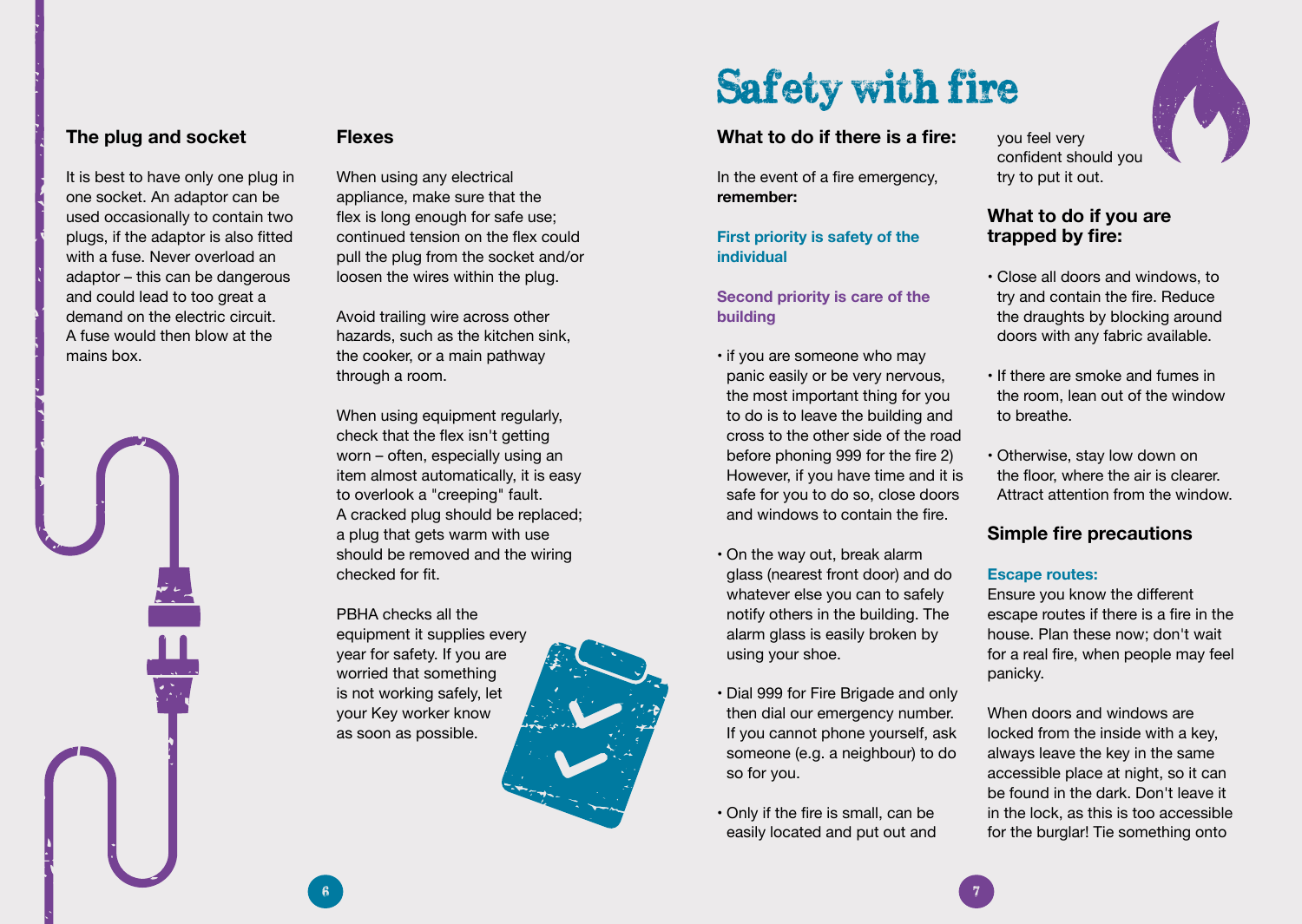## The plug and socket

It is best to have only one plug in one socket. An adaptor can be used occasionally to contain two plugs, if the adaptor is also fitted with a fuse. Never overload an adaptor – this can be dangerous and could lead to too great a demand on the electric circuit. A fuse would then blow at the mains box.

## Flexes

When using any electrical appliance, make sure that the flex is long enough for safe use; continued tension on the flex could pull the plug from the socket and/or loosen the wires within the plug.

Avoid trailing wire across other hazards, such as the kitchen sink, the cooker, or a main pathway through a room.

When using equipment regularly, check that the flex isn't getting worn – often, especially using an item almost automatically, it is easy to overlook a "creeping" fault. A cracked plug should be replaced; a plug that gets warm with use should be removed and the wiring checked for fit.

PBHA checks all the equipment it supplies every year for safety. If you are worried that something is not working safely, let your Key worker know as soon as possible.

# Safety with fire

## What to do if there is a fire:

In the event of a fire emergency, **remember:**

**First priority is safety of the individual**

**Second priority is care of the building**

- if you are someone who may panic easily or be very nervous, the most important thing for you to do is to leave the building and cross to the other side of the road before phoning 999 for the fire 2) However, if you have time and it is safe for you to do so, close doors and windows to contain the fire.
- On the way out, break alarm glass (nearest front door) and do whatever else you can to safely notify others in the building. The alarm glass is easily broken by using your shoe.
- Dial 999 for Fire Brigade and only then dial our emergency number. If you cannot phone yourself, ask someone (e.g. a neighbour) to do so for you.
- Only if the fire is small, can be easily located and put out and you feel very confident should you try to put it out.

## What to do if you are trapped by fire:

- Close all doors and windows, to try and contain the fire. Reduce the draughts by blocking around doors with any fabric available.
- If there are smoke and fumes in the room, lean out of the window to breathe.
- Otherwise, stay low down on the floor, where the air is clearer. Attract attention from the window.

## Simple fire precautions

**Escape routes:**
Ensure you know the different escape routes if there is a fire in the house. Plan these now; don't wait for a real fire, when people may feel panicky.

When doors and windows are locked from the inside with a key, always leave the key in the same accessible place at night, so it can be found in the dark. Don't leave it in the lock, as this is too accessible for the burglar! Tie something onto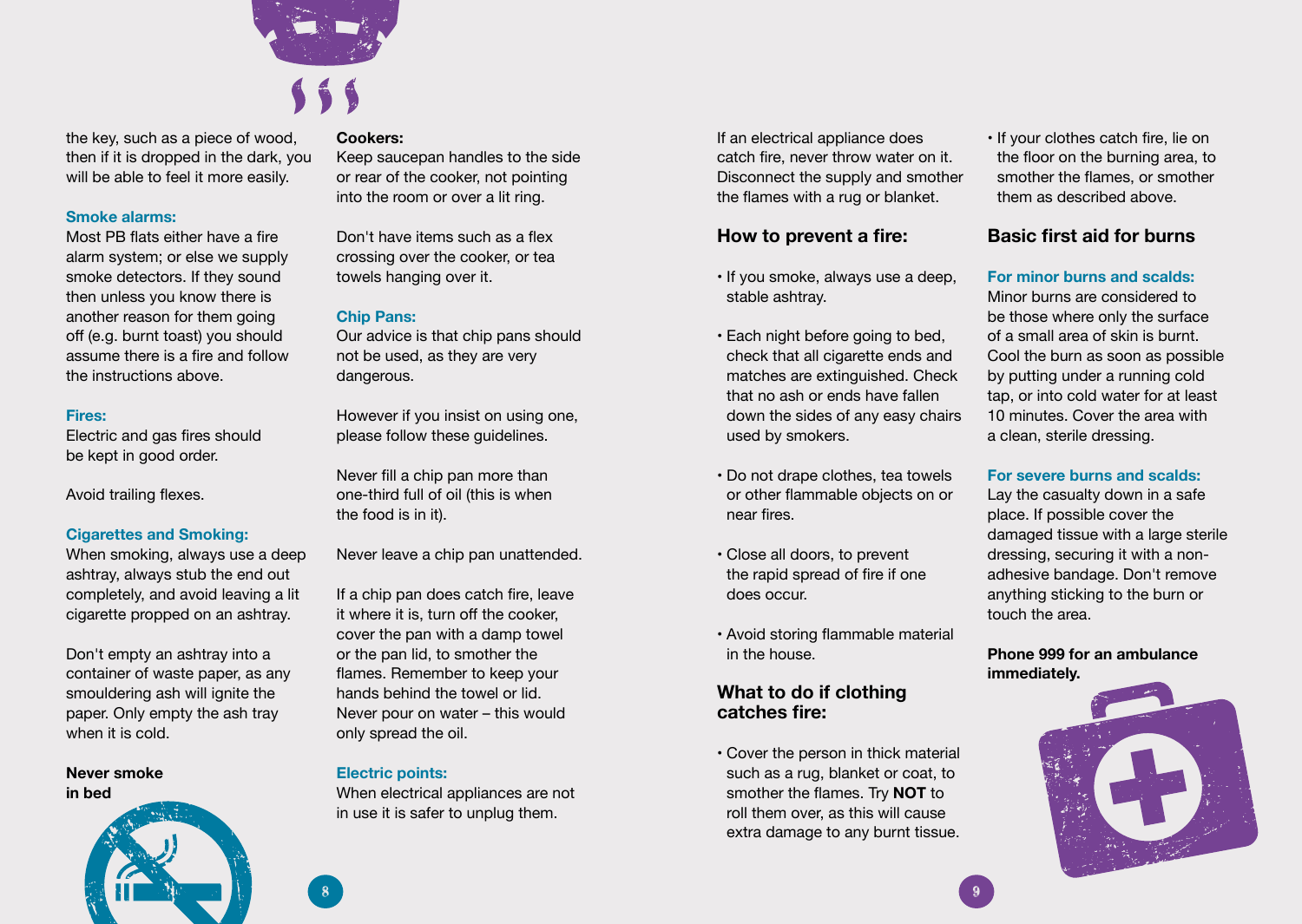the key, such as a piece of wood, then if it is dropped in the dark, you will be able to feel it more easily.

### Smoke alarms:

Most PB flats either have a fire alarm system; or else we supply smoke detectors. If they sound then unless you know there is another reason for them going off (e.g. burnt toast) you should assume there is a fire and follow the instructions above.

### Fires:

Electric and gas fires should be kept in good order.

Avoid trailing flexes.

### Cigarettes and Smoking:

When smoking, always use a deep ashtray, always stub the end out completely, and avoid leaving a lit cigarette propped on an ashtray.

Don't empty an ashtray into a container of waste paper, as any smouldering ash will ignite the paper. Only empty the ash tray when it is cold.

**Never smoke in bed**

**Cookers:**

Keep saucepan handles to the side or rear of the cooker, not pointing into the room or over a lit ring.

Don't have items such as a flex crossing over the cooker, or tea towels hanging over it.

### Chip Pans:

Our advice is that chip pans should not be used, as they are very dangerous.

However if you insist on using one, please follow these guidelines.

Never fill a chip pan more than one-third full of oil (this is when the food is in it).

Never leave a chip pan unattended.

If a chip pan does catch fire, leave it where it is, turn off the cooker, cover the pan with a damp towel or the pan lid, to smother the flames. Remember to keep your hands behind the towel or lid. Never pour on water – this would only spread the oil.

### Electric points:

When electrical appliances are not in use it is safer to unplug them.

If an electrical appliance does catch fire, never throw water on it. Disconnect the supply and smother the flames with a rug or blanket.

## How to prevent a fire:

- If you smoke, always use a deep, stable ashtray.
- Each night before going to bed, check that all cigarette ends and matches are extinguished. Check that no ash or ends have fallen down the sides of any easy chairs used by smokers.
- Do not drape clothes, tea towels or other flammable objects on or near fires.
- Close all doors, to prevent the rapid spread of fire if one does occur.
- Avoid storing flammable material in the house.

## What to do if clothing catches fire:

- Cover the person in thick material such as a rug, blanket or coat, to smother the flames. Try **NOT** to roll them over, as this will cause extra damage to any burnt tissue.
- If your clothes catch fire, lie on the floor on the burning area, to smother the flames, or smother them as described above.

## Basic first aid for burns

### For minor burns and scalds:

Minor burns are considered to be those where only the surface of a small area of skin is burnt. Cool the burn as soon as possible by putting under a running cold tap, or into cold water for at least 10 minutes. Cover the area with a clean, sterile dressing.

### For severe burns and scalds:

Lay the casualty down in a safe place. If possible cover the damaged tissue with a large sterile dressing, securing it with a non-adhesive bandage. Don't remove anything sticking to the burn or touch the area.

**Phone 999 for an ambulance immediately.**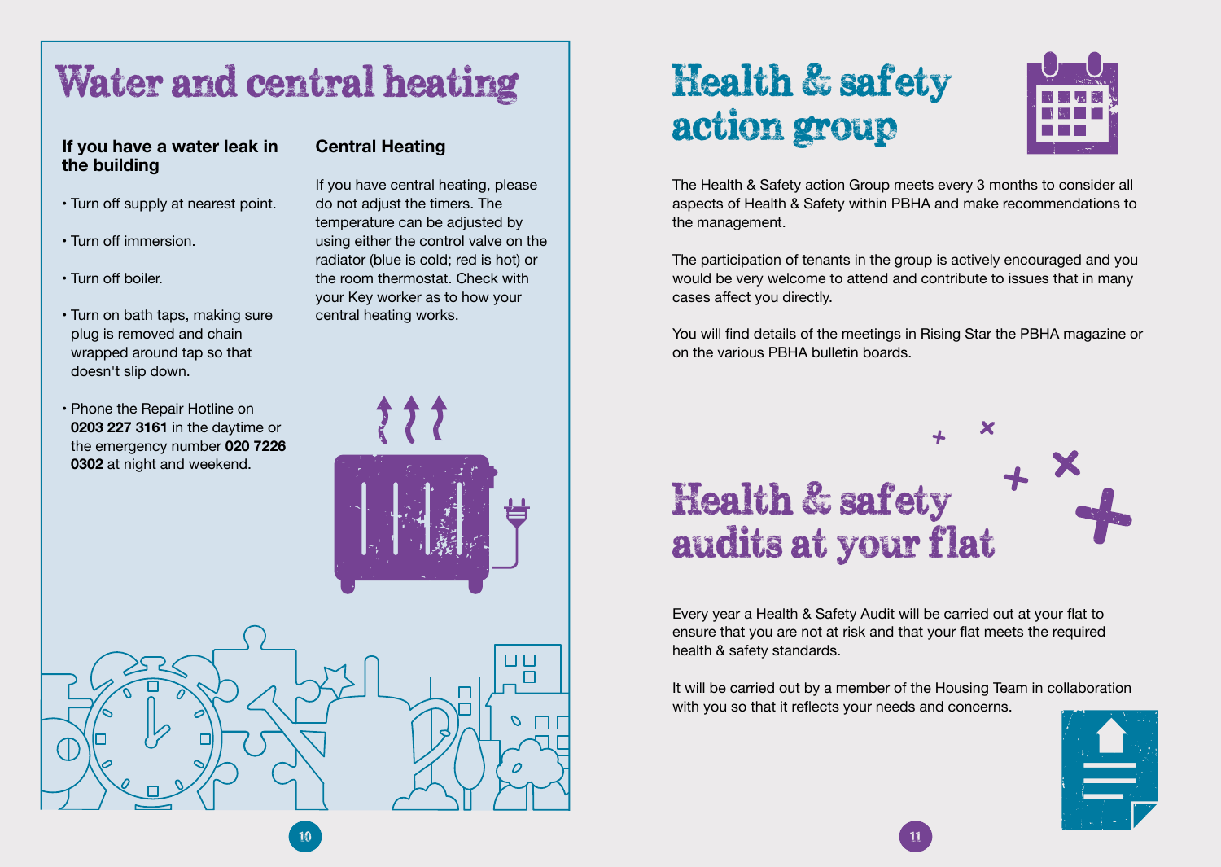# Water and central heating

### If you have a water leak in the building

- Turn off supply at nearest point.
- Turn off immersion.
- Turn off boiler.
- Turn on bath taps, making sure plug is removed and chain wrapped around tap so that doesn't slip down.
- Phone the Repair Hotline on **0203 227 3161** in the daytime or the emergency number **020 7226 0302** at night and weekend.

### Central Heating

If you have central heating, please do not adjust the timers. The temperature can be adjusted by using either the control valve on the radiator (blue is cold; red is hot) or the room thermostat. Check with your Key worker as to how your central heating works.

# Health & safety action group

The Health & Safety action Group meets every 3 months to consider all aspects of Health & Safety within PBHA and make recommendations to the management.

The participation of tenants in the group is actively encouraged and you would be very welcome to attend and contribute to issues that in many cases affect you directly.

You will find details of the meetings in Rising Star the PBHA magazine or on the various PBHA bulletin boards.

# Health & safety audits at your flat

Every year a Health & Safety Audit will be carried out at your flat to ensure that you are not at risk and that your flat meets the required health & safety standards.

It will be carried out by a member of the Housing Team in collaboration with you so that it reflects your needs and concerns.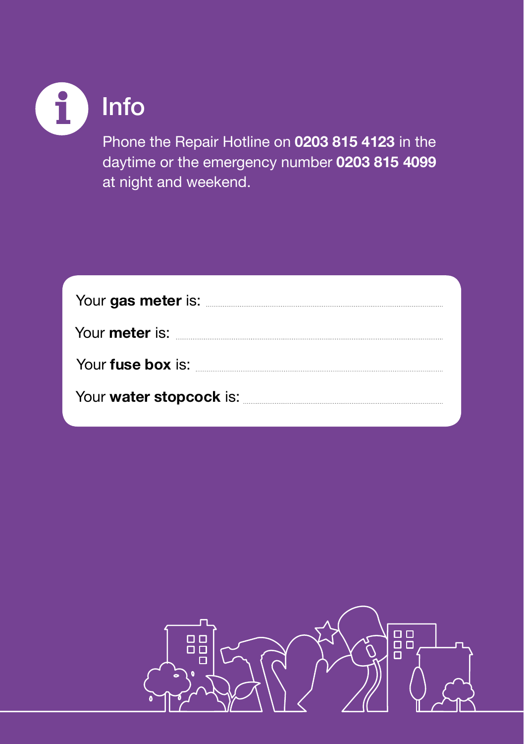# Info

Phone the Repair Hotline on **0203 815 4123** in the daytime or the emergency number **0203 815 4099** at night and weekend.

Your **gas meter** is: ..........................................................

Your **meter** is: ..........................................................

Your **fuse box** is: ..........................................................

Your **water stopcock** is: ..........................................................